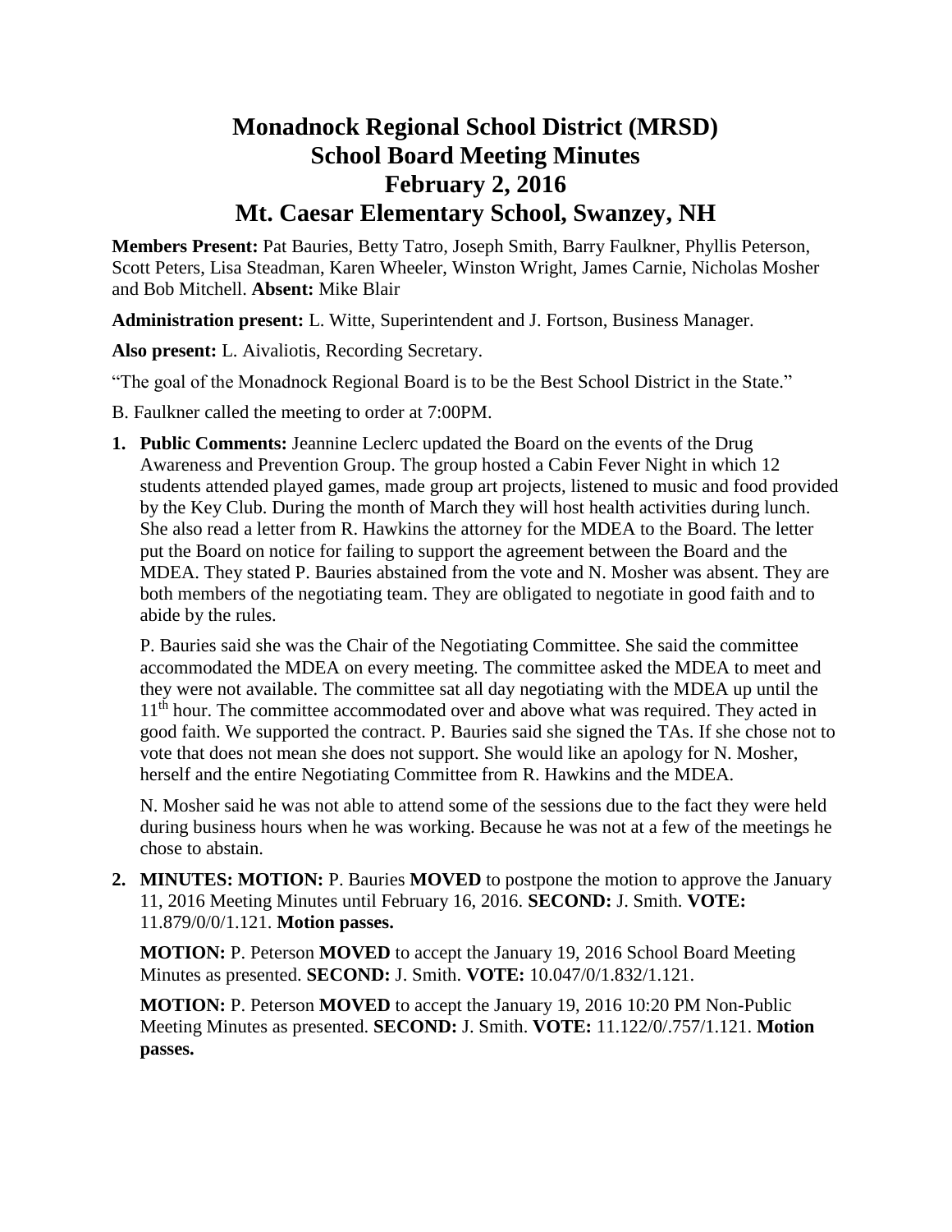# Monadnock Regional School District (MRSD)
# School Board Meeting Minutes
# February 2, 2016
# Mt. Caesar Elementary School, Swanzey, NH

**Members Present:** Pat Bauries, Betty Tatro, Joseph Smith, Barry Faulkner, Phyllis Peterson, Scott Peters, Lisa Steadman, Karen Wheeler, Winston Wright, James Carnie, Nicholas Mosher and Bob Mitchell. **Absent:** Mike Blair

**Administration present:** L. Witte, Superintendent and J. Fortson, Business Manager.

**Also present:** L. Aivaliotis, Recording Secretary.

"The goal of the Monadnock Regional Board is to be the Best School District in the State."

B. Faulkner called the meeting to order at 7:00PM.

1. **Public Comments:** Jeannine Leclerc updated the Board on the events of the Drug Awareness and Prevention Group. The group hosted a Cabin Fever Night in which 12 students attended played games, made group art projects, listened to music and food provided by the Key Club. During the month of March they will host health activities during lunch. She also read a letter from R. Hawkins the attorney for the MDEA to the Board. The letter put the Board on notice for failing to support the agreement between the Board and the MDEA. They stated P. Bauries abstained from the vote and N. Mosher was absent. They are both members of the negotiating team. They are obligated to negotiate in good faith and to abide by the rules.

   P. Bauries said she was the Chair of the Negotiating Committee. She said the committee accommodated the MDEA on every meeting. The committee asked the MDEA to meet and they were not available. The committee sat all day negotiating with the MDEA up until the 11th hour. The committee accommodated over and above what was required. They acted in good faith. We supported the contract. P. Bauries said she signed the TAs. If she chose not to vote that does not mean she does not support. She would like an apology for N. Mosher, herself and the entire Negotiating Committee from R. Hawkins and the MDEA.

   N. Mosher said he was not able to attend some of the sessions due to the fact they were held during business hours when he was working. Because he was not at a few of the meetings he chose to abstain.

2. **MINUTES: MOTION:** P. Bauries **MOVED** to postpone the motion to approve the January 11, 2016 Meeting Minutes until February 16, 2016. **SECOND:** J. Smith. **VOTE:** 11.879/0/0/1.121. **Motion passes.**

   **MOTION:** P. Peterson **MOVED** to accept the January 19, 2016 School Board Meeting Minutes as presented. **SECOND:** J. Smith. **VOTE:** 10.047/0/1.832/1.121.

   **MOTION:** P. Peterson **MOVED** to accept the January 19, 2016 10:20 PM Non-Public Meeting Minutes as presented. **SECOND:** J. Smith. **VOTE:** 11.122/0/.757/1.121. **Motion passes.**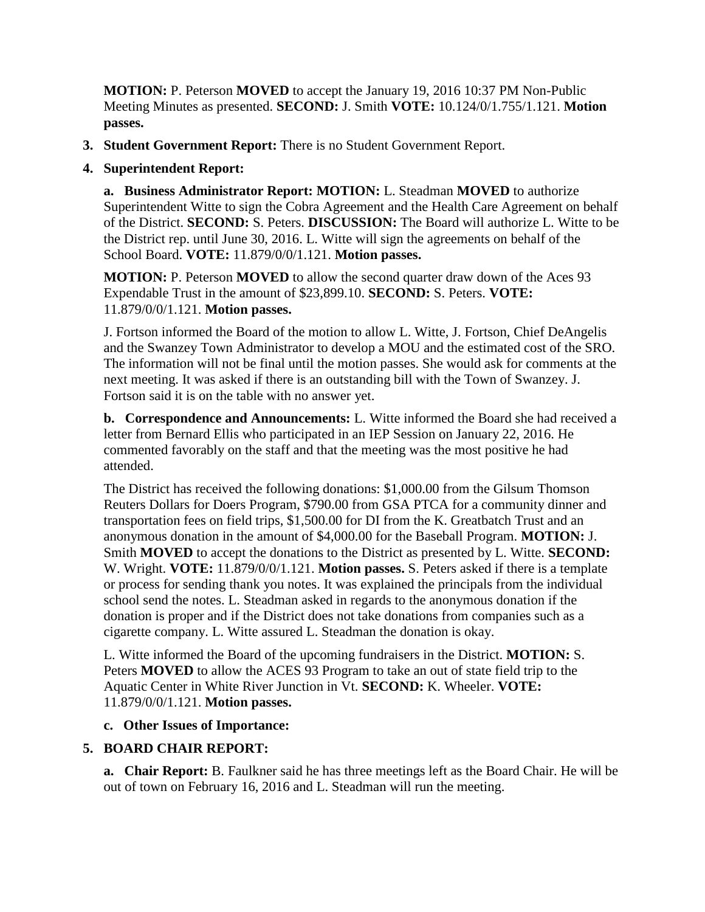**MOTION:** P. Peterson **MOVED** to accept the January 19, 2016 10:37 PM Non-Public Meeting Minutes as presented. **SECOND:** J. Smith **VOTE:** 10.124/0/1.755/1.121. **Motion passes.**

3. **Student Government Report:** There is no Student Government Report.

4. **Superintendent Report:**

   **a. Business Administrator Report: MOTION:** L. Steadman **MOVED** to authorize Superintendent Witte to sign the Cobra Agreement and the Health Care Agreement on behalf of the District. **SECOND:** S. Peters. **DISCUSSION:** The Board will authorize L. Witte to be the District rep. until June 30, 2016. L. Witte will sign the agreements on behalf of the School Board. **VOTE:** 11.879/0/0/1.121. **Motion passes.**

   **MOTION:** P. Peterson **MOVED** to allow the second quarter draw down of the Aces 93 Expendable Trust in the amount of $23,899.10. **SECOND:** S. Peters. **VOTE:** 11.879/0/0/1.121. **Motion passes.**

   J. Fortson informed the Board of the motion to allow L. Witte, J. Fortson, Chief DeAngelis and the Swanzey Town Administrator to develop a MOU and the estimated cost of the SRO. The information will not be final until the motion passes. She would ask for comments at the next meeting. It was asked if there is an outstanding bill with the Town of Swanzey. J. Fortson said it is on the table with no answer yet.

   **b. Correspondence and Announcements:** L. Witte informed the Board she had received a letter from Bernard Ellis who participated in an IEP Session on January 22, 2016. He commented favorably on the staff and that the meeting was the most positive he had attended.

   The District has received the following donations: $1,000.00 from the Gilsum Thomson Reuters Dollars for Doers Program, $790.00 from GSA PTCA for a community dinner and transportation fees on field trips, $1,500.00 for DI from the K. Greatbatch Trust and an anonymous donation in the amount of $4,000.00 for the Baseball Program. **MOTION:** J. Smith **MOVED** to accept the donations to the District as presented by L. Witte. **SECOND:** W. Wright. **VOTE:** 11.879/0/0/1.121. **Motion passes.** S. Peters asked if there is a template or process for sending thank you notes. It was explained the principals from the individual school send the notes. L. Steadman asked in regards to the anonymous donation if the donation is proper and if the District does not take donations from companies such as a cigarette company. L. Witte assured L. Steadman the donation is okay.

   L. Witte informed the Board of the upcoming fundraisers in the District. **MOTION:** S. Peters **MOVED** to allow the ACES 93 Program to take an out of state field trip to the Aquatic Center in White River Junction in Vt. **SECOND:** K. Wheeler. **VOTE:** 11.879/0/0/1.121. **Motion passes.**

   **c. Other Issues of Importance:**

5. **BOARD CHAIR REPORT:**

   **a. Chair Report:** B. Faulkner said he has three meetings left as the Board Chair. He will be out of town on February 16, 2016 and L. Steadman will run the meeting.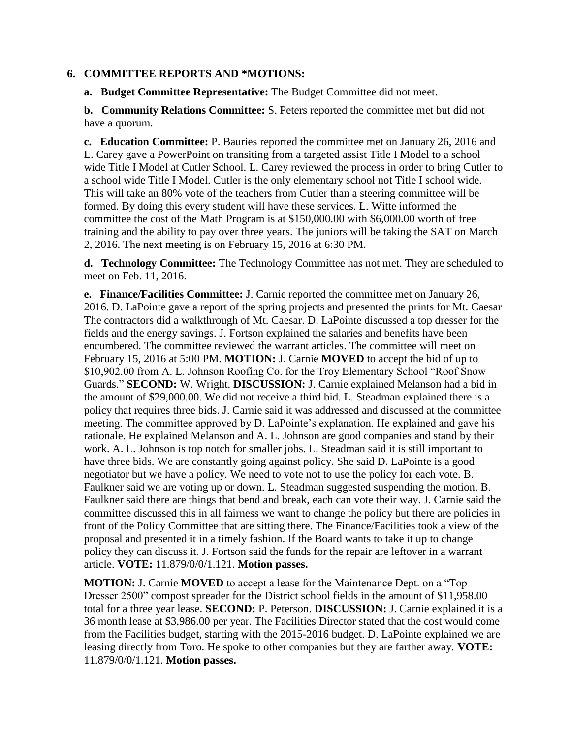## 6. COMMITTEE REPORTS AND *MOTIONS:

**a. Budget Committee Representative:** The Budget Committee did not meet.

**b. Community Relations Committee:** S. Peters reported the committee met but did not have a quorum.

**c. Education Committee:** P. Bauries reported the committee met on January 26, 2016 and L. Carey gave a PowerPoint on transiting from a targeted assist Title I Model to a school wide Title I Model at Cutler School. L. Carey reviewed the process in order to bring Cutler to a school wide Title I Model. Cutler is the only elementary school not Title I school wide. This will take an 80% vote of the teachers from Cutler than a steering committee will be formed. By doing this every student will have these services. L. Witte informed the committee the cost of the Math Program is at $150,000.00 with $6,000.00 worth of free training and the ability to pay over three years. The juniors will be taking the SAT on March 2, 2016. The next meeting is on February 15, 2016 at 6:30 PM.

**d. Technology Committee:** The Technology Committee has not met. They are scheduled to meet on Feb. 11, 2016.

**e. Finance/Facilities Committee:** J. Carnie reported the committee met on January 26, 2016. D. LaPointe gave a report of the spring projects and presented the prints for Mt. Caesar The contractors did a walkthrough of Mt. Caesar. D. LaPointe discussed a top dresser for the fields and the energy savings. J. Fortson explained the salaries and benefits have been encumbered. The committee reviewed the warrant articles. The committee will meet on February 15, 2016 at 5:00 PM. **MOTION:** J. Carnie **MOVED** to accept the bid of up to $10,902.00 from A. L. Johnson Roofing Co. for the Troy Elementary School "Roof Snow Guards." **SECOND:** W. Wright. **DISCUSSION:** J. Carnie explained Melanson had a bid in the amount of $29,000.00. We did not receive a third bid. L. Steadman explained there is a policy that requires three bids. J. Carnie said it was addressed and discussed at the committee meeting. The committee approved by D. LaPointe's explanation. He explained and gave his rationale. He explained Melanson and A. L. Johnson are good companies and stand by their work. A. L. Johnson is top notch for smaller jobs. L. Steadman said it is still important to have three bids. We are constantly going against policy. She said D. LaPointe is a good negotiator but we have a policy. We need to vote not to use the policy for each vote. B. Faulkner said we are voting up or down. L. Steadman suggested suspending the motion. B. Faulkner said there are things that bend and break, each can vote their way. J. Carnie said the committee discussed this in all fairness we want to change the policy but there are policies in front of the Policy Committee that are sitting there. The Finance/Facilities took a view of the proposal and presented it in a timely fashion. If the Board wants to take it up to change policy they can discuss it. J. Fortson said the funds for the repair are leftover in a warrant article. **VOTE:** 11.879/0/0/1.121. **Motion passes.**

**MOTION:** J. Carnie **MOVED** to accept a lease for the Maintenance Dept. on a "Top Dresser 2500" compost spreader for the District school fields in the amount of $11,958.00 total for a three year lease. **SECOND:** P. Peterson. **DISCUSSION:** J. Carnie explained it is a 36 month lease at $3,986.00 per year. The Facilities Director stated that the cost would come from the Facilities budget, starting with the 2015-2016 budget. D. LaPointe explained we are leasing directly from Toro. He spoke to other companies but they are farther away. **VOTE:** 11.879/0/0/1.121. **Motion passes.**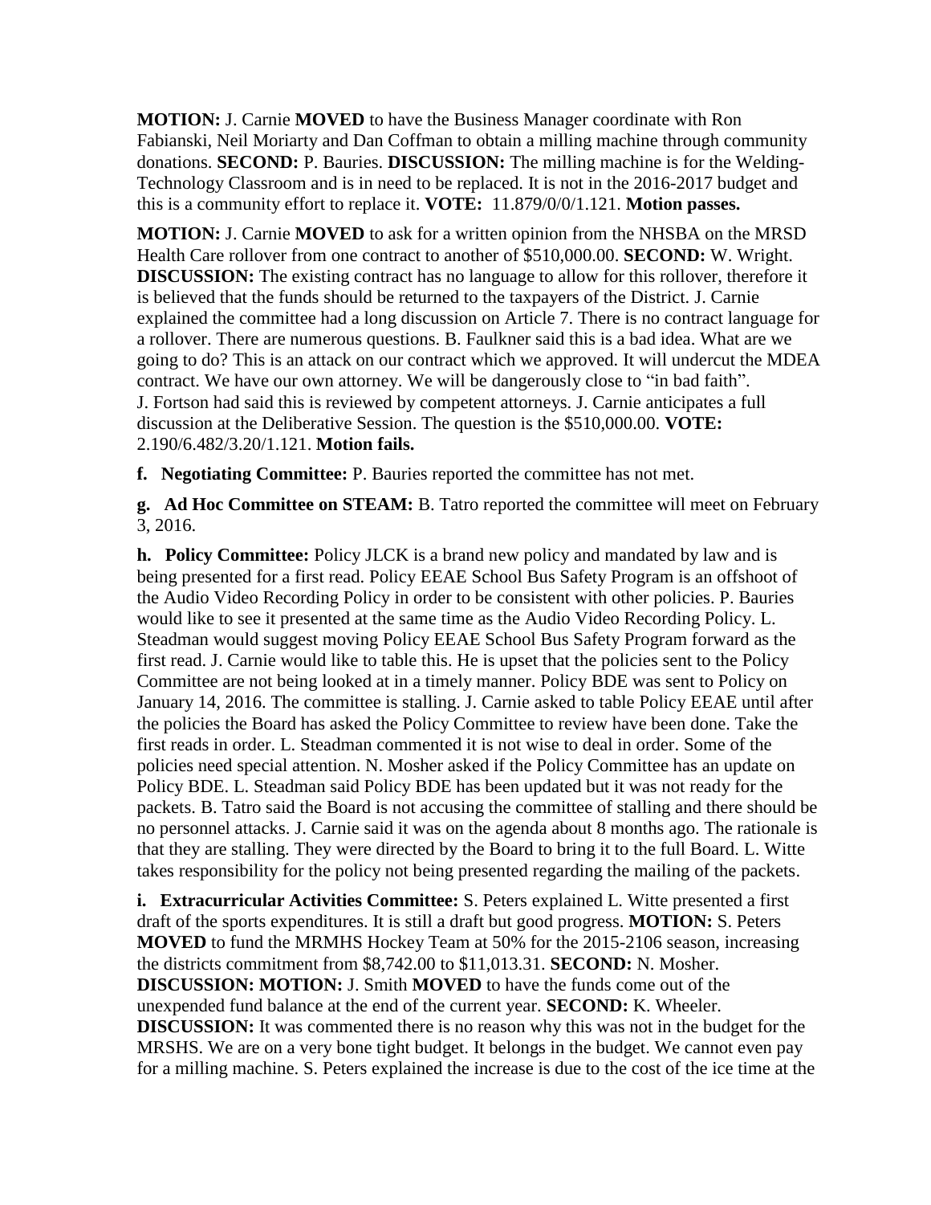**MOTION:** J. Carnie **MOVED** to have the Business Manager coordinate with Ron Fabianski, Neil Moriarty and Dan Coffman to obtain a milling machine through community donations. **SECOND:** P. Bauries. **DISCUSSION:** The milling machine is for the Welding-Technology Classroom and is in need to be replaced. It is not in the 2016-2017 budget and this is a community effort to replace it. **VOTE:** 11.879/0/0/1.121. **Motion passes.**

**MOTION:** J. Carnie **MOVED** to ask for a written opinion from the NHSBA on the MRSD Health Care rollover from one contract to another of $510,000.00. **SECOND:** W. Wright. **DISCUSSION:** The existing contract has no language to allow for this rollover, therefore it is believed that the funds should be returned to the taxpayers of the District. J. Carnie explained the committee had a long discussion on Article 7. There is no contract language for a rollover. There are numerous questions. B. Faulkner said this is a bad idea. What are we going to do? This is an attack on our contract which we approved. It will undercut the MDEA contract. We have our own attorney. We will be dangerously close to "in bad faith". J. Fortson had said this is reviewed by competent attorneys. J. Carnie anticipates a full discussion at the Deliberative Session. The question is the $510,000.00. **VOTE:** 2.190/6.482/3.20/1.121. **Motion fails.**

**f. Negotiating Committee:** P. Bauries reported the committee has not met.

**g. Ad Hoc Committee on STEAM:** B. Tatro reported the committee will meet on February 3, 2016.

**h. Policy Committee:** Policy JLCK is a brand new policy and mandated by law and is being presented for a first read. Policy EEAE School Bus Safety Program is an offshoot of the Audio Video Recording Policy in order to be consistent with other policies. P. Bauries would like to see it presented at the same time as the Audio Video Recording Policy. L. Steadman would suggest moving Policy EEAE School Bus Safety Program forward as the first read. J. Carnie would like to table this. He is upset that the policies sent to the Policy Committee are not being looked at in a timely manner. Policy BDE was sent to Policy on January 14, 2016. The committee is stalling. J. Carnie asked to table Policy EEAE until after the policies the Board has asked the Policy Committee to review have been done. Take the first reads in order. L. Steadman commented it is not wise to deal in order. Some of the policies need special attention. N. Mosher asked if the Policy Committee has an update on Policy BDE. L. Steadman said Policy BDE has been updated but it was not ready for the packets. B. Tatro said the Board is not accusing the committee of stalling and there should be no personnel attacks. J. Carnie said it was on the agenda about 8 months ago. The rationale is that they are stalling. They were directed by the Board to bring it to the full Board. L. Witte takes responsibility for the policy not being presented regarding the mailing of the packets.

**i. Extracurricular Activities Committee:** S. Peters explained L. Witte presented a first draft of the sports expenditures. It is still a draft but good progress. **MOTION:** S. Peters **MOVED** to fund the MRMHS Hockey Team at 50% for the 2015-2106 season, increasing the districts commitment from $8,742.00 to $11,013.31. **SECOND:** N. Mosher. **DISCUSSION: MOTION:** J. Smith **MOVED** to have the funds come out of the unexpended fund balance at the end of the current year. **SECOND:** K. Wheeler. **DISCUSSION:** It was commented there is no reason why this was not in the budget for the MRSHS. We are on a very bone tight budget. It belongs in the budget. We cannot even pay for a milling machine. S. Peters explained the increase is due to the cost of the ice time at the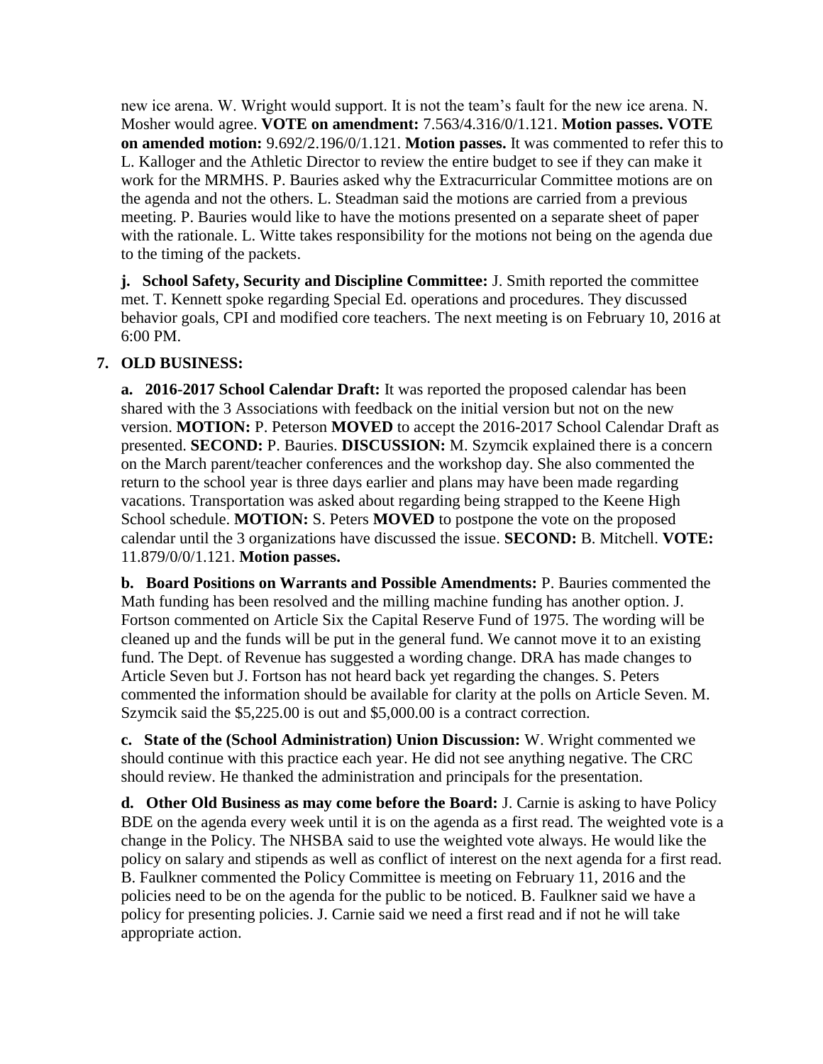new ice arena. W. Wright would support. It is not the team's fault for the new ice arena. N. Mosher would agree. **VOTE on amendment:** 7.563/4.316/0/1.121. **Motion passes. VOTE on amended motion:** 9.692/2.196/0/1.121. **Motion passes.** It was commented to refer this to L. Kalloger and the Athletic Director to review the entire budget to see if they can make it work for the MRMHS. P. Bauries asked why the Extracurricular Committee motions are on the agenda and not the others. L. Steadman said the motions are carried from a previous meeting. P. Bauries would like to have the motions presented on a separate sheet of paper with the rationale. L. Witte takes responsibility for the motions not being on the agenda due to the timing of the packets.

**j. School Safety, Security and Discipline Committee:** J. Smith reported the committee met. T. Kennett spoke regarding Special Ed. operations and procedures. They discussed behavior goals, CPI and modified core teachers. The next meeting is on February 10, 2016 at 6:00 PM.

**7. OLD BUSINESS:**

**a. 2016-2017 School Calendar Draft:** It was reported the proposed calendar has been shared with the 3 Associations with feedback on the initial version but not on the new version. **MOTION:** P. Peterson **MOVED** to accept the 2016-2017 School Calendar Draft as presented. **SECOND:** P. Bauries. **DISCUSSION:** M. Szymcik explained there is a concern on the March parent/teacher conferences and the workshop day. She also commented the return to the school year is three days earlier and plans may have been made regarding vacations. Transportation was asked about regarding being strapped to the Keene High School schedule. **MOTION:** S. Peters **MOVED** to postpone the vote on the proposed calendar until the 3 organizations have discussed the issue. **SECOND:** B. Mitchell. **VOTE:** 11.879/0/0/1.121. **Motion passes.**

**b. Board Positions on Warrants and Possible Amendments:** P. Bauries commented the Math funding has been resolved and the milling machine funding has another option. J. Fortson commented on Article Six the Capital Reserve Fund of 1975. The wording will be cleaned up and the funds will be put in the general fund. We cannot move it to an existing fund. The Dept. of Revenue has suggested a wording change. DRA has made changes to Article Seven but J. Fortson has not heard back yet regarding the changes. S. Peters commented the information should be available for clarity at the polls on Article Seven. M. Szymcik said the $5,225.00 is out and $5,000.00 is a contract correction.

**c. State of the (School Administration) Union Discussion:** W. Wright commented we should continue with this practice each year. He did not see anything negative. The CRC should review. He thanked the administration and principals for the presentation.

**d. Other Old Business as may come before the Board:** J. Carnie is asking to have Policy BDE on the agenda every week until it is on the agenda as a first read. The weighted vote is a change in the Policy. The NHSBA said to use the weighted vote always. He would like the policy on salary and stipends as well as conflict of interest on the next agenda for a first read. B. Faulkner commented the Policy Committee is meeting on February 11, 2016 and the policies need to be on the agenda for the public to be noticed. B. Faulkner said we have a policy for presenting policies. J. Carnie said we need a first read and if not he will take appropriate action.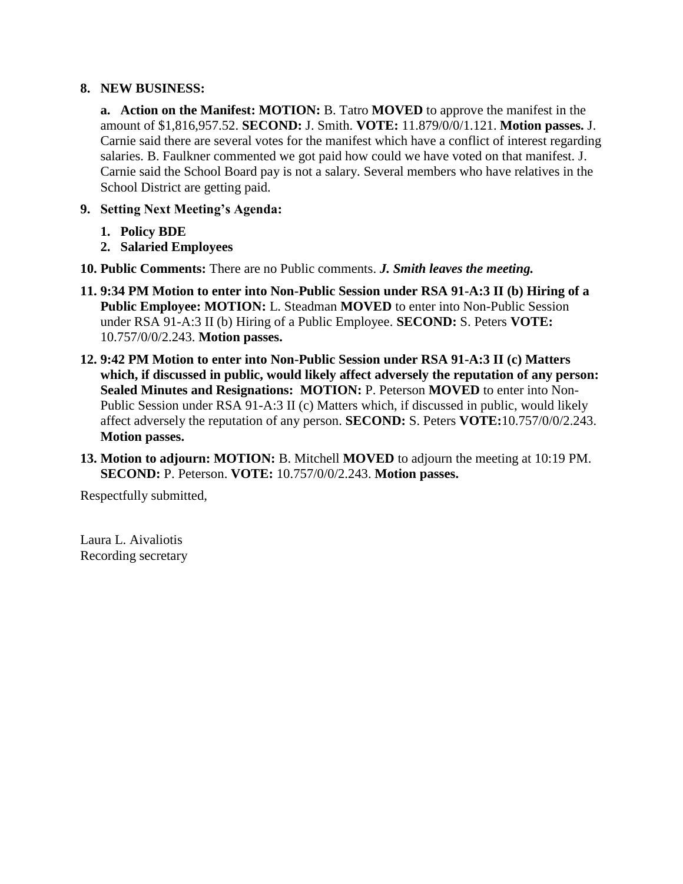8. **NEW BUSINESS:**

   **a. Action on the Manifest: MOTION:** B. Tatro **MOVED** to approve the manifest in the amount of $1,816,957.52. **SECOND:** J. Smith. **VOTE:** 11.879/0/0/1.121. **Motion passes.** J. Carnie said there are several votes for the manifest which have a conflict of interest regarding salaries. B. Faulkner commented we got paid how could we have voted on that manifest. J. Carnie said the School Board pay is not a salary. Several members who have relatives in the School District are getting paid.

9. **Setting Next Meeting's Agenda:**

   1. **Policy BDE**
   2. **Salaried Employees**

10. **Public Comments:** There are no Public comments. ***J. Smith leaves the meeting.***

11. **9:34 PM Motion to enter into Non-Public Session under RSA 91-A:3 II (b) Hiring of a Public Employee: MOTION:** L. Steadman **MOVED** to enter into Non-Public Session under RSA 91-A:3 II (b) Hiring of a Public Employee. **SECOND:** S. Peters **VOTE:** 10.757/0/0/2.243. **Motion passes.**

12. **9:42 PM Motion to enter into Non-Public Session under RSA 91-A:3 II (c) Matters which, if discussed in public, would likely affect adversely the reputation of any person: Sealed Minutes and Resignations: MOTION:** P. Peterson **MOVED** to enter into Non-Public Session under RSA 91-A:3 II (c) Matters which, if discussed in public, would likely affect adversely the reputation of any person. **SECOND:** S. Peters **VOTE:**10.757/0/0/2.243. **Motion passes.**

13. **Motion to adjourn: MOTION:** B. Mitchell **MOVED** to adjourn the meeting at 10:19 PM. **SECOND:** P. Peterson. **VOTE:** 10.757/0/0/2.243. **Motion passes.**

Respectfully submitted,

Laura L. Aivaliotis
Recording secretary